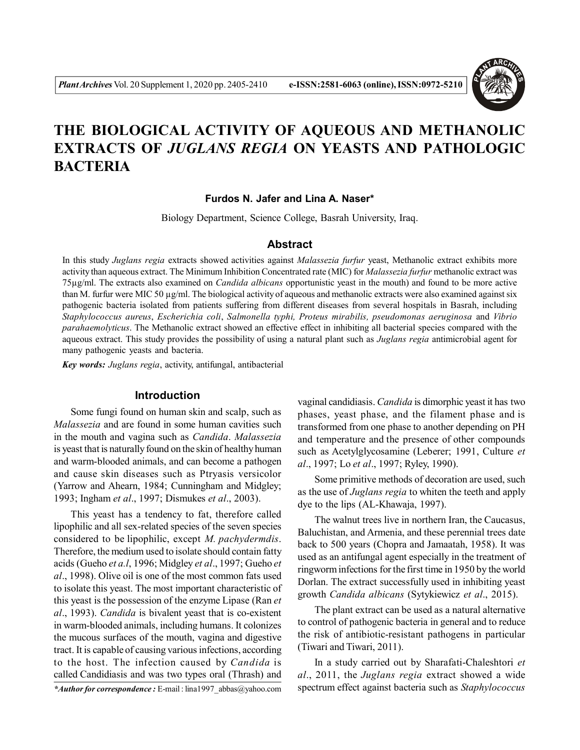# THE BIOLOGICAL ACTIVITY OF AQUEOUS AND METHANOLIC EXTRACTS OF *JUGLANS REGIA* ON YEASTS AND PATHOLOGIC BACTERIA

**Furdos N. Jafer and Lina A. Naser***

Biology Department, Science College, Basrah University, Iraq.

## Abstract

In this study *Juglans regia* extracts showed activities against *Malassezia furfur* yeast, Methanolic extract exhibits more activity than aqueous extract. The Minimum Inhibition Concentrated rate (MIC) for *Malassezia furfur* methanolic extract was 75µg/ml. The extracts also examined on *Candida albicans* opportunistic yeast in the mouth) and found to be more active than M. furfur were MIC 50 µg/ml. The biological activity of aqueous and methanolic extracts were also examined against six pathogenic bacteria isolated from patients suffering from different diseases from several hospitals in Basrah, including *Staphylococcus aureus*, *Escherichia coli*, *Salmonella typhi, Proteus mirabilis, pseudomonas aeruginosa* and *Vibrio parahaemolyticus*. The Methanolic extract showed an effective effect in inhibiting all bacterial species compared with the aqueous extract. This study provides the possibility of using a natural plant such as *Juglans regia* antimicrobial agent for many pathogenic yeasts and bacteria.

***Key words:*** *Juglans regia*, activity, antifungal, antibacterial

## Introduction

Some fungi found on human skin and scalp, such as *Malassezia* and are found in some human cavities such in the mouth and vagina such as *Candida*. *Malassezia* is yeast that is naturally found on the skin of healthy human and warm-blooded animals, and can become a pathogen and cause skin diseases such as Ptryasis versicolor (Yarrow and Ahearn, 1984; Cunningham and Midgley; 1993; Ingham *et al*., 1997; Dismukes *et al*., 2003).

This yeast has a tendency to fat, therefore called lipophilic and all sex-related species of the seven species considered to be lipophilic, except *M. pachydermdis*. Therefore, the medium used to isolate should contain fatty acids (Gueho *et a.l*, 1996; Midgley *et al*., 1997; Gueho *et al*., 1998). Olive oil is one of the most common fats used to isolate this yeast. The most important characteristic of this yeast is the possession of the enzyme Lipase (Ran *et al*., 1993). *Candida* is bivalent yeast that is co-existent in warm-blooded animals, including humans. It colonizes the mucous surfaces of the mouth, vagina and digestive tract. It is capable of causing various infections, according to the host. The infection caused by *Candida* is called Candidiasis and was two types oral (Thrash) and vaginal candidiasis. *Candida* is dimorphic yeast it has two phases, yeast phase, and the filament phase and is transformed from one phase to another depending on PH and temperature and the presence of other compounds such as Acetylglycosamine (Leberer; 1991, Culture *et al*., 1997; Lo *et al*., 1997; Ryley, 1990).

Some primitive methods of decoration are used, such as the use of *Juglans regia* to whiten the teeth and apply dye to the lips (AL-Khawaja, 1997).

The walnut trees live in northern Iran, the Caucasus, Baluchistan, and Armenia, and these perennial trees date back to 500 years (Chopra and Jamaatah, 1958). It was used as an antifungal agent especially in the treatment of ringworm infections for the first time in 1950 by the world Dorlan. The extract successfully used in inhibiting yeast growth *Candida albicans* (Sytykiewicz *et al*., 2015).

The plant extract can be used as a natural alternative to control of pathogenic bacteria in general and to reduce the risk of antibiotic-resistant pathogens in particular (Tiwari and Tiwari, 2011).

In a study carried out by Sharafati-Chaleshtori *et al*., 2011, the *Juglans regia* extract showed a wide spectrum effect against bacteria such as *Staphylococcus*

****Author for correspondence :*** E-mail : lina1997_abbas@yahoo.com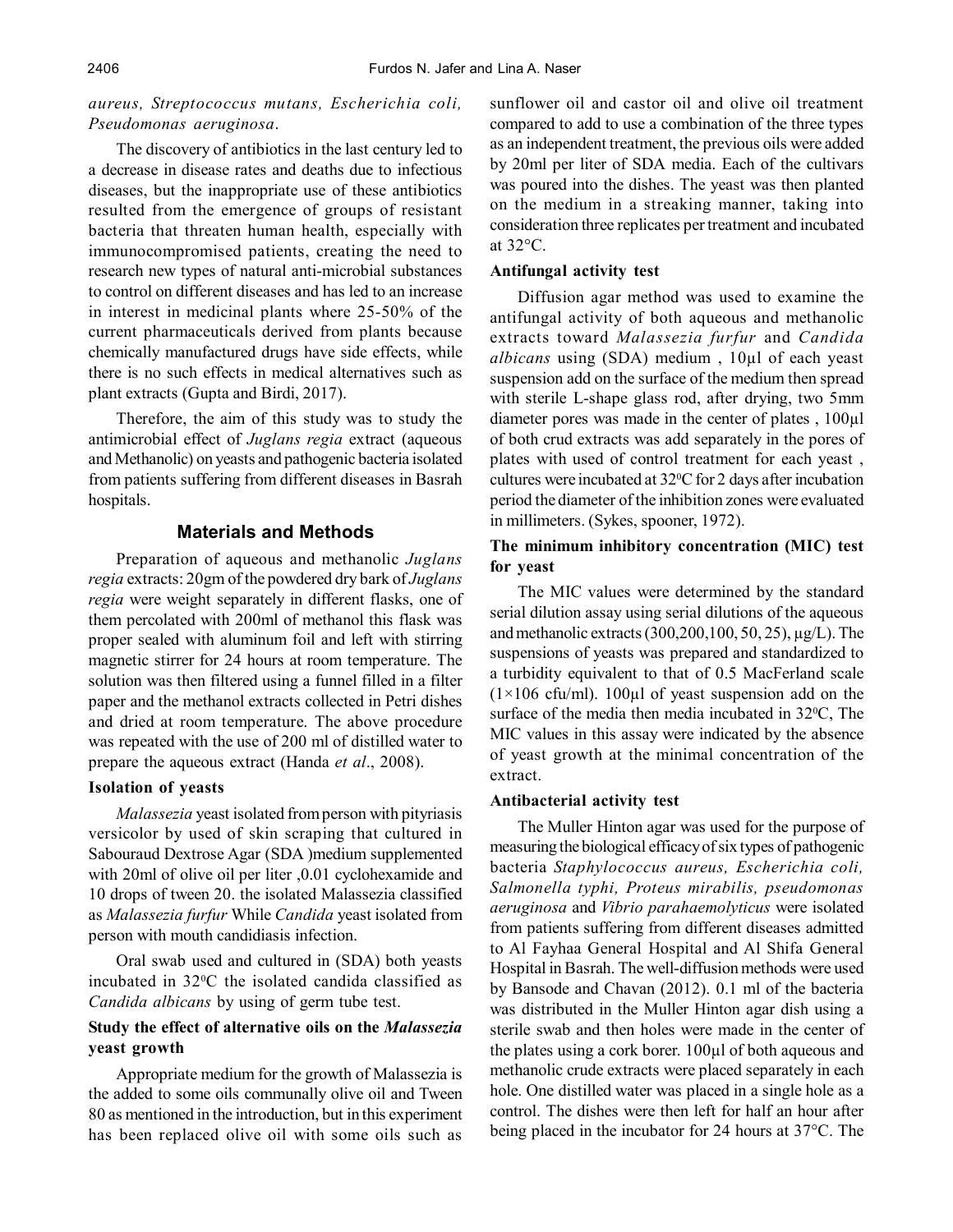*aureus, Streptococcus mutans, Escherichia coli, Pseudomonas aeruginosa*.

The discovery of antibiotics in the last century led to a decrease in disease rates and deaths due to infectious diseases, but the inappropriate use of these antibiotics resulted from the emergence of groups of resistant bacteria that threaten human health, especially with immunocompromised patients, creating the need to research new types of natural anti-microbial substances to control on different diseases and has led to an increase in interest in medicinal plants where 25-50% of the current pharmaceuticals derived from plants because chemically manufactured drugs have side effects, while there is no such effects in medical alternatives such as plant extracts (Gupta and Birdi, 2017).

Therefore, the aim of this study was to study the antimicrobial effect of *Juglans regia* extract (aqueous and Methanolic) on yeasts and pathogenic bacteria isolated from patients suffering from different diseases in Basrah hospitals.

## Materials and Methods

Preparation of aqueous and methanolic *Juglans regia* extracts: 20gm of the powdered dry bark of *Juglans regia* were weight separately in different flasks, one of them percolated with 200ml of methanol this flask was proper sealed with aluminum foil and left with stirring magnetic stirrer for 24 hours at room temperature. The solution was then filtered using a funnel filled in a filter paper and the methanol extracts collected in Petri dishes and dried at room temperature. The above procedure was repeated with the use of 200 ml of distilled water to prepare the aqueous extract (Handa *et al*., 2008).

### Isolation of yeasts

*Malassezia* yeast isolated from person with pityriasis versicolor by used of skin scraping that cultured in Sabouraud Dextrose Agar (SDA )medium supplemented with 20ml of olive oil per liter ,0.01 cyclohexamide and 10 drops of tween 20. the isolated Malassezia classified as *Malassezia furfur* While *Candida* yeast isolated from person with mouth candidiasis infection.

Oral swab used and cultured in (SDA) both yeasts incubated in 32$^{0}$C the isolated candida classified as *Candida albicans* by using of germ tube test.

### Study the effect of alternative oils on the *Malassezia* yeast growth

Appropriate medium for the growth of Malassezia is the added to some oils communally olive oil and Tween 80 as mentioned in the introduction, but in this experiment has been replaced olive oil with some oils such as sunflower oil and castor oil and olive oil treatment compared to add to use a combination of the three types as an independent treatment, the previous oils were added by 20ml per liter of SDA media. Each of the cultivars was poured into the dishes. The yeast was then planted on the medium in a streaking manner, taking into consideration three replicates per treatment and incubated at 32°C.

### Antifungal activity test

Diffusion agar method was used to examine the antifungal activity of both aqueous and methanolic extracts toward *Malassezia furfur* and *Candida albicans* using (SDA) medium , 10µl of each yeast suspension add on the surface of the medium then spread with sterile L-shape glass rod, after drying, two 5mm diameter pores was made in the center of plates , 100µl of both crud extracts was add separately in the pores of plates with used of control treatment for each yeast , cultures were incubated at 32$^{0}$C for 2 days after incubation period the diameter of the inhibition zones were evaluated in millimeters. (Sykes, spooner, 1972).

### The minimum inhibitory concentration (MIC) test for yeast

The MIC values were determined by the standard serial dilution assay using serial dilutions of the aqueous and methanolic extracts (300,200,100, 50, 25), µg/L). The suspensions of yeasts was prepared and standardized to a turbidity equivalent to that of 0.5 MacFerland scale ($1\times106$ cfu/ml). 100µl of yeast suspension add on the surface of the media then media incubated in 32$^{0}$C, The MIC values in this assay were indicated by the absence of yeast growth at the minimal concentration of the extract.

### Antibacterial activity test

The Muller Hinton agar was used for the purpose of measuring the biological efficacy of six types of pathogenic bacteria *Staphylococcus aureus, Escherichia coli, Salmonella typhi, Proteus mirabilis, pseudomonas aeruginosa* and *Vibrio parahaemolyticus* were isolated from patients suffering from different diseases admitted to Al Fayhaa General Hospital and Al Shifa General Hospital in Basrah. The well-diffusion methods were used by Bansode and Chavan (2012). 0.1 ml of the bacteria was distributed in the Muller Hinton agar dish using a sterile swab and then holes were made in the center of the plates using a cork borer. 100µl of both aqueous and methanolic crude extracts were placed separately in each hole. One distilled water was placed in a single hole as a control. The dishes were then left for half an hour after being placed in the incubator for 24 hours at 37°C. The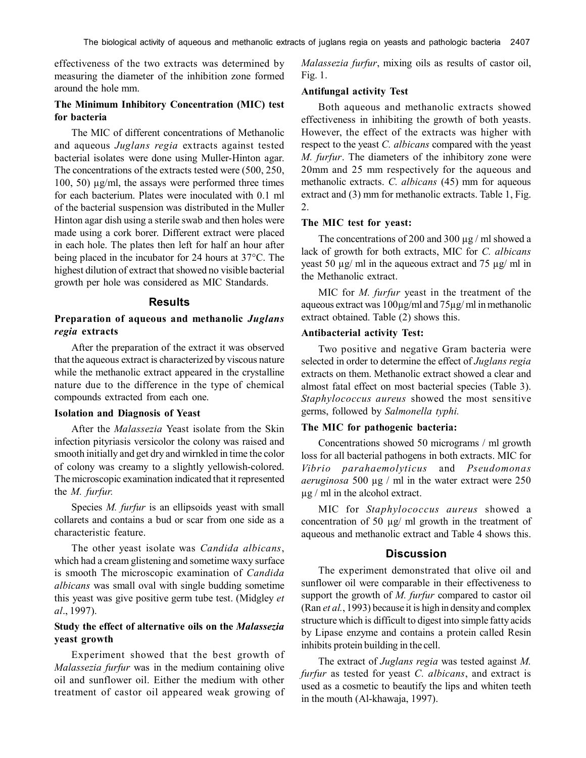effectiveness of the two extracts was determined by measuring the diameter of the inhibition zone formed around the hole mm.

### The Minimum Inhibitory Concentration (MIC) test for bacteria

The MIC of different concentrations of Methanolic and aqueous *Juglans regia* extracts against tested bacterial isolates were done using Muller-Hinton agar. The concentrations of the extracts tested were (500, 250, 100, 50) µg/ml, the assays were performed three times for each bacterium. Plates were inoculated with 0.1 ml of the bacterial suspension was distributed in the Muller Hinton agar dish using a sterile swab and then holes were made using a cork borer. Different extract were placed in each hole. The plates then left for half an hour after being placed in the incubator for 24 hours at 37°C. The highest dilution of extract that showed no visible bacterial growth per hole was considered as MIC Standards.

## Results

### Preparation of aqueous and methanolic *Juglans regia* extracts

After the preparation of the extract it was observed that the aqueous extract is characterized by viscous nature while the methanolic extract appeared in the crystalline nature due to the difference in the type of chemical compounds extracted from each one.

### Isolation and Diagnosis of Yeast

After the *Malassezia* Yeast isolate from the Skin infection pityriasis versicolor the colony was raised and smooth initially and get dry and wirnkled in time the color of colony was creamy to a slightly yellowish-colored. The microscopic examination indicated that it represented the *M. furfur.*

Species *M. furfur* is an ellipsoids yeast with small collarets and contains a bud or scar from one side as a characteristic feature.

The other yeast isolate was *Candida albicans*, which had a cream glistening and sometime waxy surface is smooth The microscopic examination of *Candida albicans* was small oval with single budding sometime this yeast was give positive germ tube test. (Midgley *et al*., 1997).

### Study the effect of alternative oils on the *Malassezia* yeast growth

Experiment showed that the best growth of *Malassezia furfur* was in the medium containing olive oil and sunflower oil. Either the medium with other treatment of castor oil appeared weak growing of *Malassezia furfur*, mixing oils as results of castor oil, Fig. 1.

### Antifungal activity Test

Both aqueous and methanolic extracts showed effectiveness in inhibiting the growth of both yeasts. However, the effect of the extracts was higher with respect to the yeast *C. albicans* compared with the yeast *M. furfur*. The diameters of the inhibitory zone were 20mm and 25 mm respectively for the aqueous and methanolic extracts. *C. albicans* (45) mm for aqueous extract and (3) mm for methanolic extracts. Table 1, Fig. 2.

### The MIC test for yeast:

The concentrations of 200 and 300 µg / ml showed a lack of growth for both extracts, MIC for *C. albicans* yeast 50 µg/ ml in the aqueous extract and 75 µg/ ml in the Methanolic extract.

MIC for *M. furfur* yeast in the treatment of the aqueous extract was 100µg/ml and 75µg/ ml in methanolic extract obtained. Table (2) shows this.

### Antibacterial activity Test:

Two positive and negative Gram bacteria were selected in order to determine the effect of *Juglans regia* extracts on them. Methanolic extract showed a clear and almost fatal effect on most bacterial species (Table 3). *Staphylococcus aureus* showed the most sensitive germs, followed by *Salmonella typhi.*

### The MIC for pathogenic bacteria:

Concentrations showed 50 micrograms / ml growth loss for all bacterial pathogens in both extracts. MIC for *Vibrio parahaemolyticus* and *Pseudomonas aeruginosa* 500 µg / ml in the water extract were 250 µg / ml in the alcohol extract.

MIC for *Staphylococcus aureus* showed a concentration of 50 µg/ ml growth in the treatment of aqueous and methanolic extract and Table 4 shows this.

## Discussion

The experiment demonstrated that olive oil and sunflower oil were comparable in their effectiveness to support the growth of *M. furfur* compared to castor oil (Ran *et al.*, 1993) because it is high in density and complex structure which is difficult to digest into simple fatty acids by Lipase enzyme and contains a protein called Resin inhibits protein building in the cell.

The extract of *Juglans regia* was tested against *M. furfur* as tested for yeast *C. albicans*, and extract is used as a cosmetic to beautify the lips and whiten teeth in the mouth (Al-khawaja, 1997).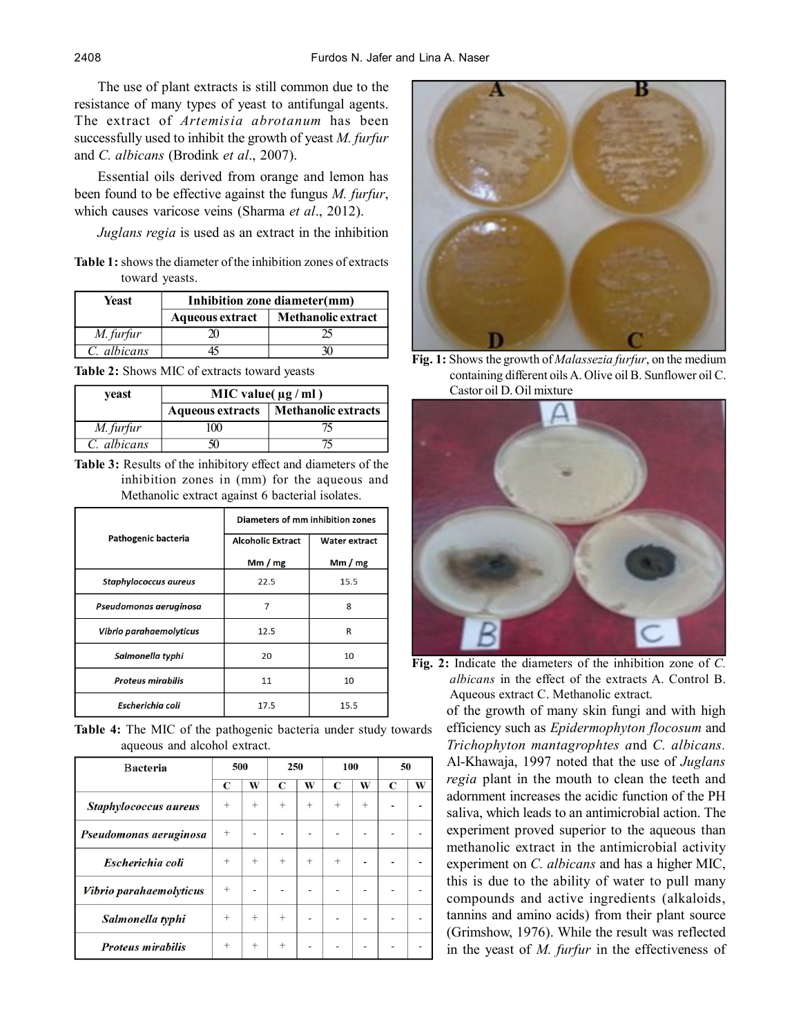The use of plant extracts is still common due to the resistance of many types of yeast to antifungal agents. The extract of *Artemisia abrotanum* has been successfully used to inhibit the growth of yeast *M. furfur* and *C. albicans* (Brodink *et al*., 2007).

Essential oils derived from orange and lemon has been found to be effective against the fungus *M. furfur*, which causes varicose veins (Sharma *et al*., 2012).

*Juglans regia* is used as an extract in the inhibition of the growth of many skin fungi and with high efficiency such as *Epidermophyton flocosum* and *Trichophyton mantagrophtes a*nd *C. albicans.* Al-Khawaja, 1997 noted that the use of *Juglans regia* plant in the mouth to clean the teeth and adornment increases the acidic function of the PH saliva, which leads to an antimicrobial action. The experiment proved superior to the aqueous than methanolic extract in the antimicrobial activity experiment on *C. albicans* and has a higher MIC, this is due to the ability of water to pull many compounds and active ingredients (alkaloids, tannins and amino acids) from their plant source (Grimshow, 1976). While the result was reflected in the yeast of *M. furfur* in the effectiveness of

**Table 1:** shows the diameter of the inhibition zones of extracts toward yeasts.

| Yeast | Inhibition zone diameter(mm) | |
|---|---|---|
| | Aqueous extract | Methanolic extract |
| *M. furfur* | 20 | 25 |
| *C. albicans* | 45 | 30 |

**Table 2:** Shows MIC of extracts toward yeasts

| yeast | MIC value( µg / ml ) | |
|---|---|---|
| | Aqueous extracts | Methanolic extracts |
| *M. furfur* | 100 | 75 |
| *C. albicans* | 50 | 75 |

**Table 3:** Results of the inhibitory effect and diameters of the inhibition zones in (mm) for the aqueous and Methanolic extract against 6 bacterial isolates.

| Pathogenic bacteria | Diameters of mm inhibition zones | |
|---|---|---|
| | Alcoholic Extract Mm / mg | Water extract Mm / mg |
| *Staphylococcus aureus* | 22.5 | 15.5 |
| *Pseudomonas aeruginosa* | 7 | 8 |
| *Vibrio parahaemolyticus* | 12.5 | R |
| *Salmonella typhi* | 20 | 10 |
| *Proteus mirabilis* | 11 | 10 |
| *Escherichia coli* | 17.5 | 15.5 |

**Table 4:** The MIC of the pathogenic bacteria under study towards aqueous and alcohol extract.

| Bacteria | 500 | | 250 | | 100 | | 50 | |
|---|---|---|---|---|---|---|---|---|
| | C | W | C | W | C | W | C | W |
| *Staphylococcus aureus* | + | + | + | + | + | + | - | - |
| *Pseudomonas aeruginosa* | + | - | - | - | - | - | - | - |
| *Escherichia coli* | + | + | + | + | + | - | - | - |
| *Vibrio parahaemolyticus* | + | - | - | - | - | - | - | - |
| *Salmonella typhi* | + | + | + | - | - | - | - | - |
| *Proteus mirabilis* | + | + | + | - | - | - | - | - |

**Fig. 1:** Shows the growth of *Malassezia furfur*, on the medium containing different oils A. Olive oil B. Sunflower oil C. Castor oil D. Oil mixture

**Fig. 2:** Indicate the diameters of the inhibition zone of *C. albicans* in the effect of the extracts A. Control B. Aqueous extract C. Methanolic extract.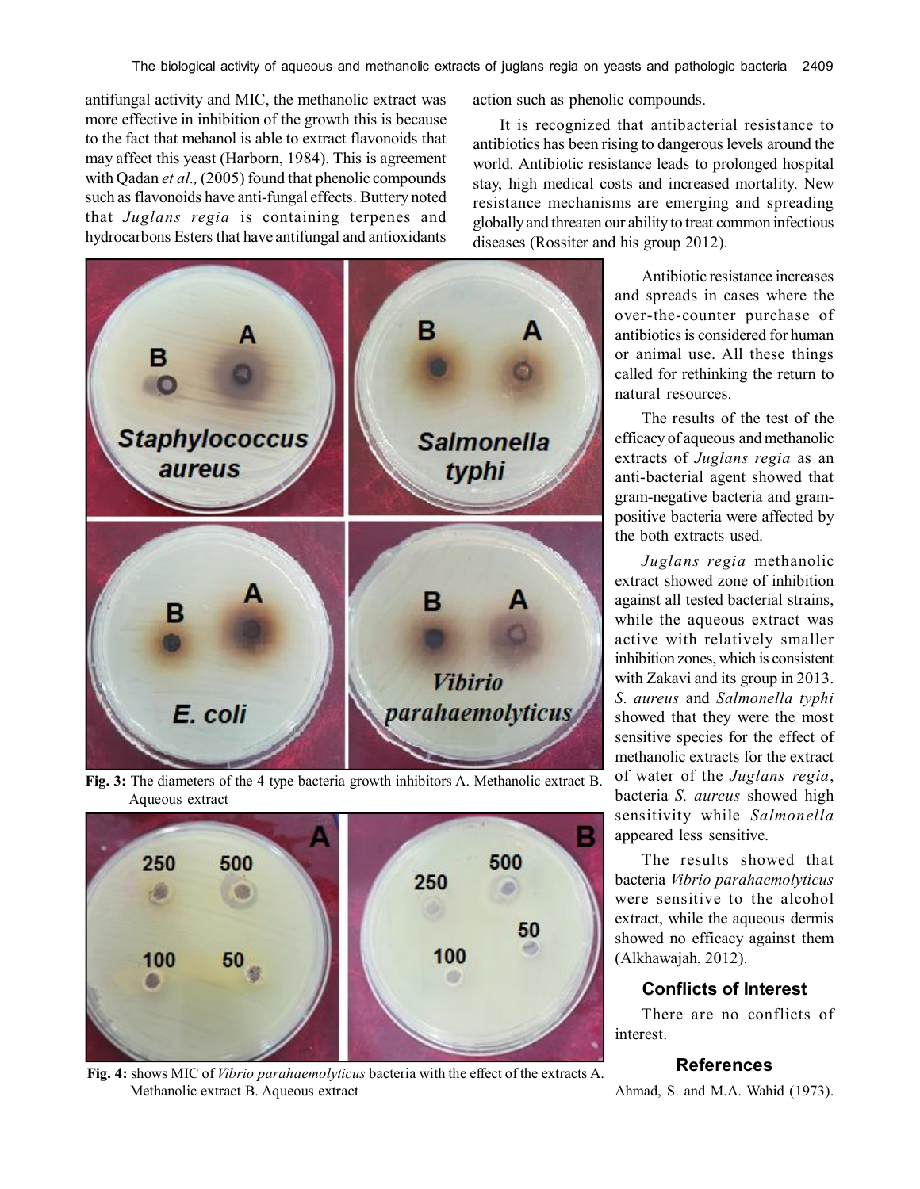antifungal activity and MIC, the methanolic extract was more effective in inhibition of the growth this is because to the fact that mehanol is able to extract flavonoids that may affect this yeast (Harborn, 1984). This is agreement with Qadan *et al.,* (2005) found that phenolic compounds such as flavonoids have anti-fungal effects. Buttery noted that *Juglans regia* is containing terpenes and hydrocarbons Esters that have antifungal and antioxidants action such as phenolic compounds.

It is recognized that antibacterial resistance to antibiotics has been rising to dangerous levels around the world. Antibiotic resistance leads to prolonged hospital stay, high medical costs and increased mortality. New resistance mechanisms are emerging and spreading globally and threaten our ability to treat common infectious diseases (Rossiter and his group 2012).

**Fig. 3:** The diameters of the 4 type bacteria growth inhibitors A. Methanolic extract B. Aqueous extract

**Fig. 4:** shows MIC of *Vibrio parahaemolyticus* bacteria with the effect of the extracts A. Methanolic extract B. Aqueous extract

Antibiotic resistance increases and spreads in cases where the over-the-counter purchase of antibiotics is considered for human or animal use. All these things called for rethinking the return to natural resources.

The results of the test of the efficacy of aqueous and methanolic extracts of *Juglans regia* as an anti-bacterial agent showed that gram-negative bacteria and gram-positive bacteria were affected by the both extracts used.

*Juglans regia* methanolic extract showed zone of inhibition against all tested bacterial strains, while the aqueous extract was active with relatively smaller inhibition zones, which is consistent with Zakavi and its group in 2013. *S. aureus* and *Salmonella typhi* showed that they were the most sensitive species for the effect of methanolic extracts for the extract of water of the *Juglans regia*, bacteria *S. aureus* showed high sensitivity while *Salmonella* appeared less sensitive.

The results showed that bacteria *Vibrio parahaemolyticus* were sensitive to the alcohol extract, while the aqueous dermis showed no efficacy against them (Alkhawajah, 2012).

## Conflicts of Interest

There are no conflicts of interest.

## References

Ahmad, S. and M.A. Wahid (1973).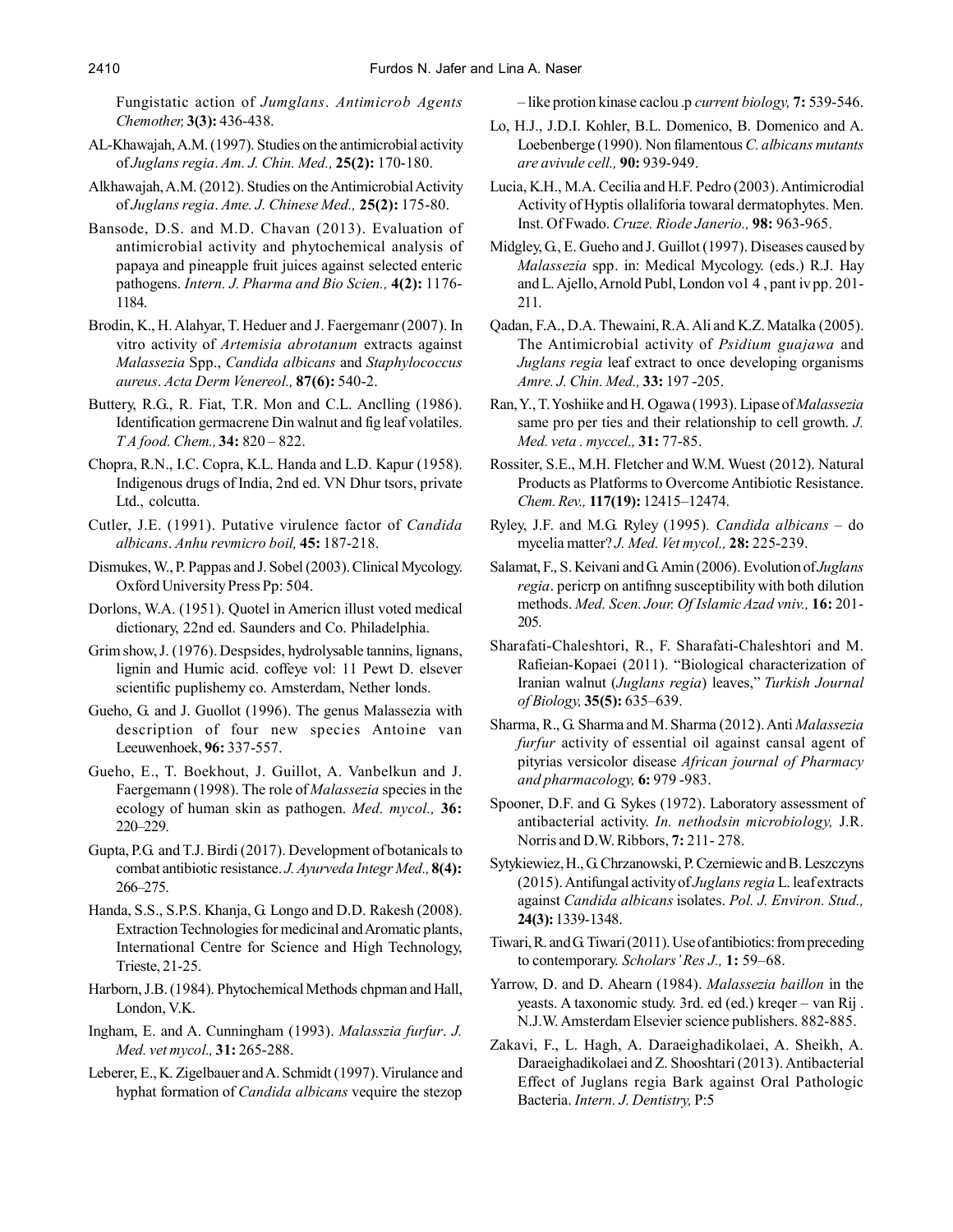Fungistatic action of *Jumglans*. *Antimicrob Agents Chemother,* **3(3):** 436-438.

AL-Khawajah, A.M. (1997). Studies on the antimicrobial activity of *Juglans regia*. *Am. J. Chin. Med.,* **25(2):** 170-180.

Alkhawajah, A.M. (2012). Studies on the Antimicrobial Activity of *Juglans regia*. *Ame. J. Chinese Med.,* **25(2):** 175-80.

Bansode, D.S. and M.D. Chavan (2013). Evaluation of antimicrobial activity and phytochemical analysis of papaya and pineapple fruit juices against selected enteric pathogens. *Intern. J. Pharma and Bio Scien.,* **4(2):** 1176-1184.

Brodin, K., H. Alahyar, T. Heduer and J. Faergemanr (2007). In vitro activity of *Artemisia abrotanum* extracts against *Malassezia* Spp., *Candida albicans* and *Staphylococcus aureus*. *Acta Derm Venereol.,* **87(6):** 540-2.

Buttery, R.G., R. Fiat, T.R. Mon and C.L. Anclling (1986). Identification germacrene Din walnut and fig leaf volatiles. *T A food. Chem.,* **34:** 820 – 822.

Chopra, R.N., I.C. Copra, K.L. Handa and L.D. Kapur (1958). Indigenous drugs of India, 2nd ed. VN Dhur tsors, private Ltd., colcutta.

Cutler, J.E. (1991). Putative virulence factor of *Candida albicans*. *Anhu revmicro boil,* **45:** 187-218.

Dismukes, W., P. Pappas and J. Sobel (2003). Clinical Mycology. Oxford University Press Pp: 504.

Dorlons, W.A. (1951). Quotel in Americn illust voted medical dictionary, 22nd ed. Saunders and Co. Philadelphia.

Grim show, J. (1976). Despsides, hydrolysable tannins, lignans, lignin and Humic acid. coffeye vol: 11 Pewt D. elsever scientific puplishemy co. Amsterdam, Nether londs.

Gueho, G. and J. Guollot (1996). The genus Malassezia with description of four new species Antoine van Leeuwenhoek, **96:** 337-557.

Gueho, E., T. Boekhout, J. Guillot, A. Vanbelkun and J. Faergemann (1998). The role of *Malassezia* species in the ecology of human skin as pathogen. *Med. mycol.,* **36:** 220–229.

Gupta, P.G. and T.J. Birdi (2017). Development of botanicals to combat antibiotic resistance. *J. Ayurveda Integr Med.,* **8(4):** 266–275.

Handa, S.S., S.P.S. Khanja, G. Longo and D.D. Rakesh (2008). Extraction Technologies for medicinal and Aromatic plants, International Centre for Science and High Technology, Trieste, 21-25.

Harborn, J.B. (1984). Phytochemical Methods chpman and Hall, London, V.K.

Ingham, E. and A. Cunningham (1993). *Malasszia furfur*. *J. Med. vet mycol.,* **31:** 265-288.

Leberer, E., K. Zigelbauer and A. Schmidt (1997). Virulance and hyphat formation of *Candida albicans* vequire the stezop – like protion kinase caclou .p *current biology,* **7:** 539-546.

Lo, H.J., J.D.I. Kohler, B.L. Domenico, B. Domenico and A. Loebenberge (1990). Non filamentous *C. albicans mutants are avivule cell.,* **90:** 939-949.

Lucia, K.H., M.A. Cecilia and H.F. Pedro (2003). Antimicrodial Activity of Hyptis ollaliforia towaral dermatophytes. Men. Inst. Of Fwado. *Cruze. Riode Janerio.,* **98:** 963-965.

Midgley, G., E. Gueho and J. Guillot (1997). Diseases caused by *Malassezia* spp. in: Medical Mycology. (eds.) R.J. Hay and L. Ajello, Arnold Publ, London vo1 4 , pant iv pp. 201-211.

Qadan, F.A., D.A. Thewaini, R.A. Ali and K.Z. Matalka (2005). The Antimicrobial activity of *Psidium guajawa* and *Juglans regia* leaf extract to once developing organisms *Amre. J. Chin. Med.,* **33:** 197 -205.

Ran, Y., T. Yoshiike and H. Ogawa (1993). Lipase of *Malassezia* same pro per ties and their relationship to cell growth. *J. Med. veta . myccel.,* **31:** 77-85.

Rossiter, S.E., M.H. Fletcher and W.M. Wuest (2012). Natural Products as Platforms to Overcome Antibiotic Resistance. *Chem. Rev.,* **117(19):** 12415–12474.

Ryley, J.F. and M.G. Ryley (1995). *Candida albicans* – do mycelia matter? *J. Med. Vet mycol.,* **28:** 225-239.

Salamat, F., S. Keivani and G. Amin (2006). Evolution of *Juglans regia*. pericrp on antifnng susceptibility with both dilution methods. *Med. Scen. Jour. Of Islamic Azad vniv.,* **16:** 201-205.

Sharafati-Chaleshtori, R., F. Sharafati-Chaleshtori and M. Rafieian-Kopaei (2011). "Biological characterization of Iranian walnut (*Juglans regia*) leaves," *Turkish Journal of Biology,* **35(5):** 635–639.

Sharma, R., G. Sharma and M. Sharma (2012). Anti *Malassezia furfur* activity of essential oil against cansal agent of pityrias versicolor disease *African journal of Pharmacy and pharmacology,* **6:** 979 -983.

Spooner, D.F. and G. Sykes (1972). Laboratory assessment of antibacterial activity. *In. nethodsin microbiology,* J.R. Norris and D.W. Ribbors, **7:** 211- 278.

Sytykiewiez, H., G. Chrzanowski, P. Czerniewic and B. Leszczyns (2015). Antifungal activity of *Juglans regia* L. leaf extracts against *Candida albicans* isolates. *Pol. J. Environ. Stud.,* **24(3):** 1339-1348.

Tiwari, R. and G. Tiwari (2011). Use of antibiotics: from preceding to contemporary. *Scholars' Res J.,* **1:** 59–68.

Yarrow, D. and D. Ahearn (1984). *Malassezia baillon* in the yeasts. A taxonomic study. 3rd. ed (ed.) kreqer – van Rij . N.J.W. Amsterdam Elsevier science publishers. 882-885.

Zakavi, F., L. Hagh, A. Daraeighadikolaei, A. Sheikh, A. Daraeighadikolaei and Z. Shooshtari (2013). Antibacterial Effect of Juglans regia Bark against Oral Pathologic Bacteria. *Intern. J. Dentistry,* P:5